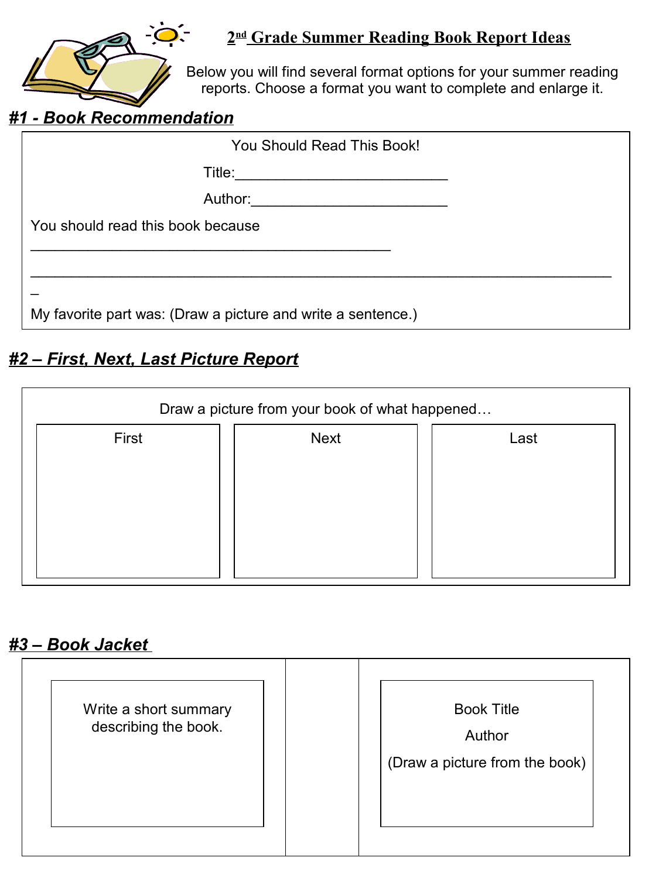# 2nd Grade Summer Reading Book Report Ideas

Below you will find several format options for your summer reading reports. Choose a format you want to complete and enlarge it.

## ***#1 - Book Recommendation***

You Should Read This Book!

Title:___________________________

Author:_________________________

You should read this book because ______________________________________________

__________________________________________________________________________

My favorite part was: (Draw a picture and write a sentence.)

## ***#2 – First, Next, Last Picture Report***

Draw a picture from your book of what happened…

| First | Next | Last |
| --- | --- | --- |
| | | |

## ***#3 – Book Jacket***

| Write a short summary describing the book. | | Book Title<br>Author<br>(Draw a picture from the book) |
| --- | --- | --- |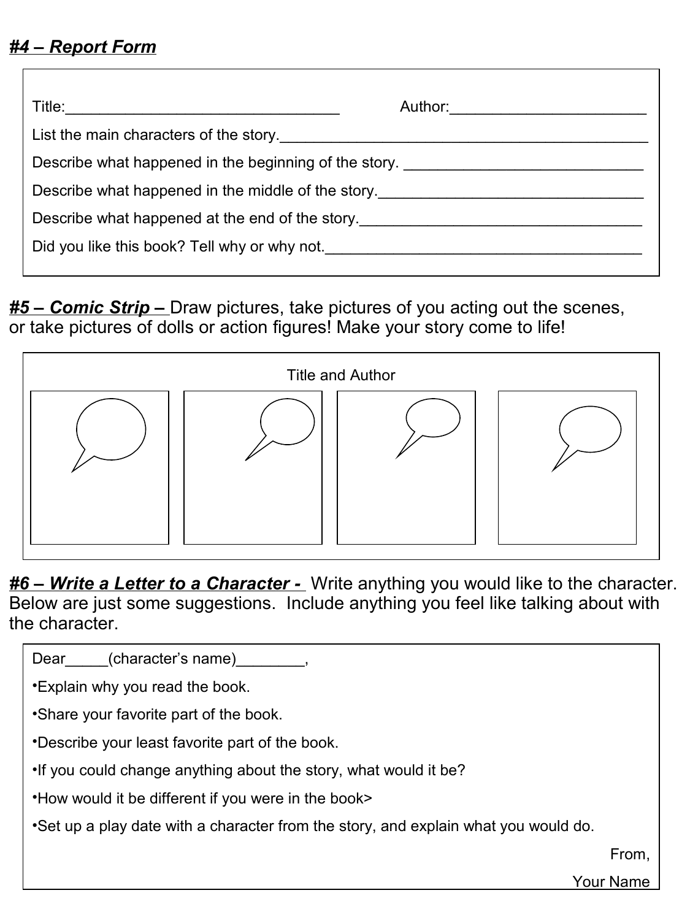***#4 – Report Form***

Title:_________________________________ Author:_______________________

List the main characters of the story._____________________________________________

Describe what happened in the beginning of the story. _____________________________

Describe what happened in the middle of the story._________________________________

Describe what happened at the end of the story.___________________________________

Did you like this book? Tell why or why not._______________________________________

***#5 – Comic Strip –*** Draw pictures, take pictures of you acting out the scenes, or take pictures of dolls or action figures! Make your story come to life!

Title and Author

***#6 – Write a Letter to a Character -*** Write anything you would like to the character. Below are just some suggestions. Include anything you feel like talking about with the character.

Dear_____(character's name)________,

- Explain why you read the book.
- Share your favorite part of the book.
- Describe your least favorite part of the book.
- If you could change anything about the story, what would it be?
- How would it be different if you were in the book>
- Set up a play date with a character from the story, and explain what you would do.

From,

Your Name